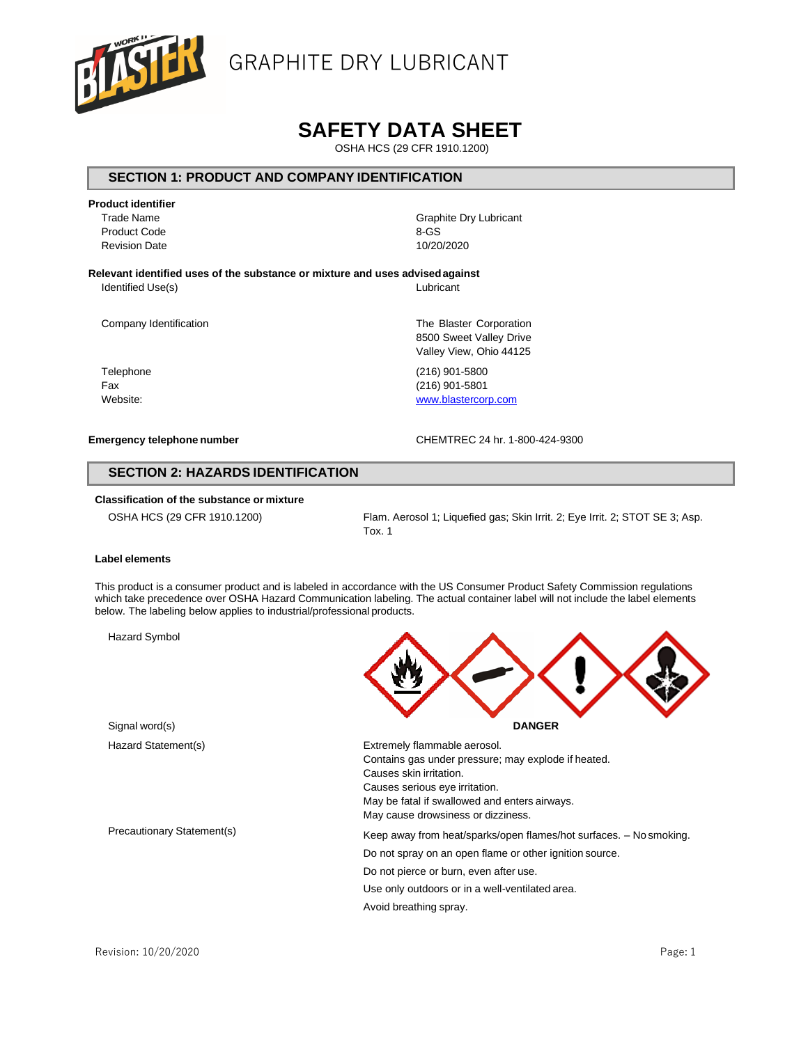GRAPHITE DRY LUBRICANT

# SAFETY DATA SHEET

OSHA HCS (29 CFR 1910.1200)

## SECTION 1: PRODUCT AND COMPANY IDENTIFICATION

**Product identifier**

| | |
|---|---|
| Trade Name | Graphite Dry Lubricant |
| Product Code | 8-GS |
| Revision Date | 10/20/2020 |

**Relevant identified uses of the substance or mixture and uses advised against**

| | |
|---|---|
| Identified Use(s) | Lubricant |
| Company Identification | The Blaster Corporation<br>8500 Sweet Valley Drive<br>Valley View, Ohio 44125 |
| Telephone | (216) 901-5800 |
| Fax | (216) 901-5801 |
| Website: | www.blastercorp.com |

**Emergency telephone number** CHEMTREC 24 hr. 1-800-424-9300

## SECTION 2: HAZARDS IDENTIFICATION

**Classification of the substance or mixture**

OSHA HCS (29 CFR 1910.1200) Flam. Aerosol 1; Liquefied gas; Skin Irrit. 2; Eye Irrit. 2; STOT SE 3; Asp. Tox. 1

**Label elements**

This product is a consumer product and is labeled in accordance with the US Consumer Product Safety Commission regulations which take precedence over OSHA Hazard Communication labeling. The actual container label will not include the label elements below. The labeling below applies to industrial/professional products.

Hazard Symbol

Signal word(s) **DANGER**

Hazard Statement(s)

- Extremely flammable aerosol.
- Contains gas under pressure; may explode if heated.
- Causes skin irritation.
- Causes serious eye irritation.
- May be fatal if swallowed and enters airways.
- May cause drowsiness or dizziness.

Precautionary Statement(s)

- Keep away from heat/sparks/open flames/hot surfaces. – No smoking.
- Do not spray on an open flame or other ignition source.
- Do not pierce or burn, even after use.
- Use only outdoors or in a well-ventilated area.
- Avoid breathing spray.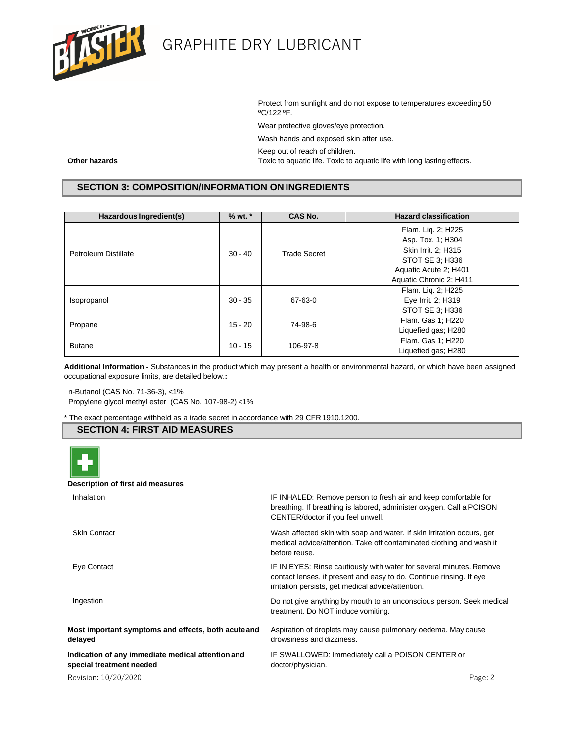Protect from sunlight and do not expose to temperatures exceeding 50 ºC/122 ºF.

Wear protective gloves/eye protection.

Wash hands and exposed skin after use.

Keep out of reach of children.

**Other hazards** Toxic to aquatic life. Toxic to aquatic life with long lasting effects.

## SECTION 3: COMPOSITION/INFORMATION ON INGREDIENTS

| Hazardous Ingredient(s) | % wt. * | CAS No. | Hazard classification |
|---|---|---|---|
| Petroleum Distillate | 30 - 40 | Trade Secret | Flam. Liq. 2; H225<br>Asp. Tox. 1; H304<br>Skin Irrit. 2; H315<br>STOT SE 3; H336<br>Aquatic Acute 2; H401<br>Aquatic Chronic 2; H411 |
| Isopropanol | 30 - 35 | 67-63-0 | Flam. Liq. 2; H225<br>Eye Irrit. 2; H319<br>STOT SE 3; H336 |
| Propane | 15 - 20 | 74-98-6 | Flam. Gas 1; H220<br>Liquefied gas; H280 |
| Butane | 10 - 15 | 106-97-8 | Flam. Gas 1; H220<br>Liquefied gas; H280 |

**Additional Information -** Substances in the product which may present a health or environmental hazard, or which have been assigned occupational exposure limits, are detailed below.**:**

n-Butanol (CAS No. 71-36-3), <1%
Propylene glycol methyl ester (CAS No. 107-98-2) <1%

* The exact percentage withheld as a trade secret in accordance with 29 CFR 1910.1200.

## SECTION 4: FIRST AID MEASURES

**Description of first aid measures**

Inhalation: IF INHALED: Remove person to fresh air and keep comfortable for breathing. If breathing is labored, administer oxygen. Call a POISON CENTER/doctor if you feel unwell.

Skin Contact: Wash affected skin with soap and water. If skin irritation occurs, get medical advice/attention. Take off contaminated clothing and wash it before reuse.

Eye Contact: IF IN EYES: Rinse cautiously with water for several minutes. Remove contact lenses, if present and easy to do. Continue rinsing. If eye irritation persists, get medical advice/attention.

Ingestion: Do not give anything by mouth to an unconscious person. Seek medical treatment. Do NOT induce vomiting.

**Most important symptoms and effects, both acute and delayed:** Aspiration of droplets may cause pulmonary oedema. May cause drowsiness and dizziness.

**Indication of any immediate medical attention and special treatment needed:** IF SWALLOWED: Immediately call a POISON CENTER or doctor/physician.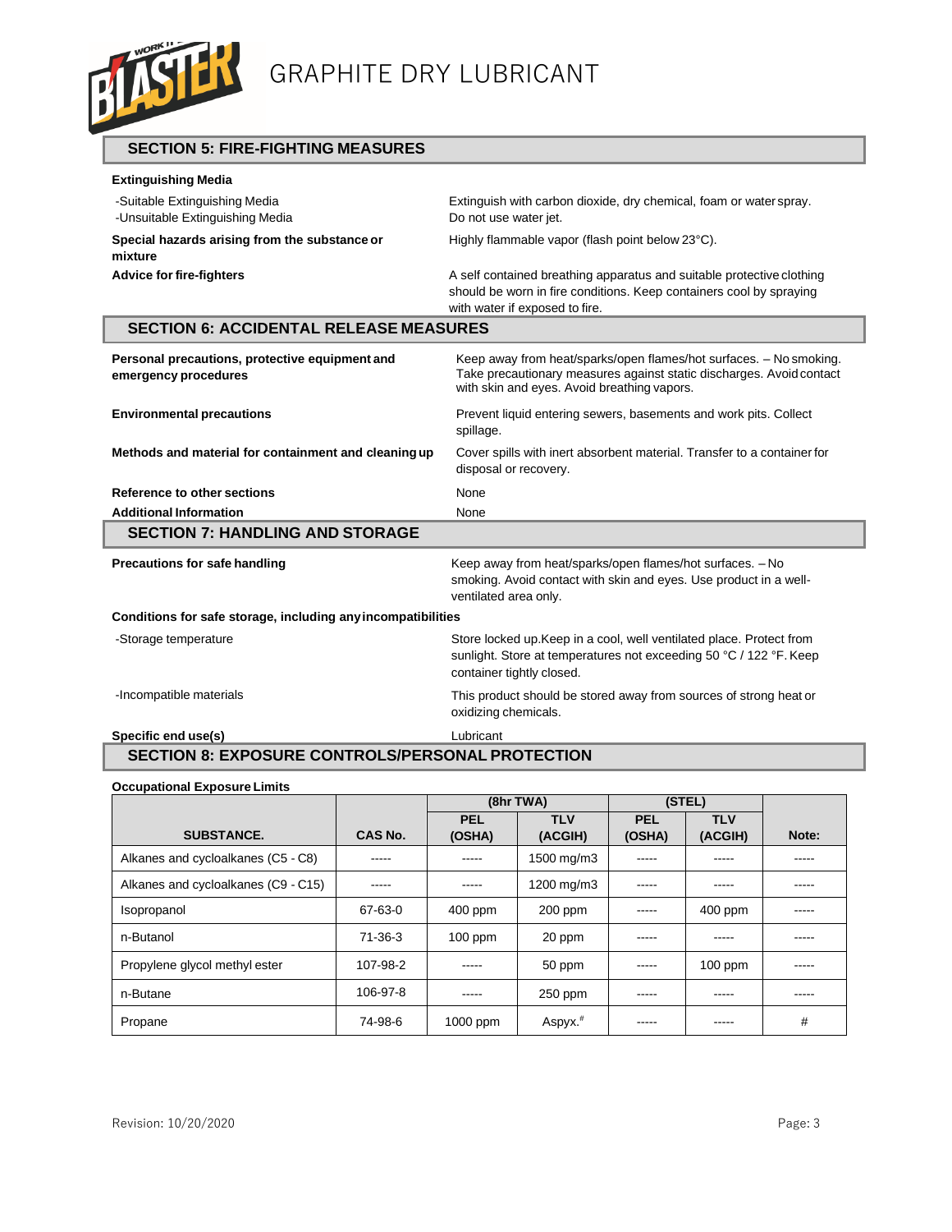## SECTION 5: FIRE-FIGHTING MEASURES

**Extinguishing Media**

| | |
|---|---|
| -Suitable Extinguishing Media | Extinguish with carbon dioxide, dry chemical, foam or water spray. |
| -Unsuitable Extinguishing Media | Do not use water jet. |
| **Special hazards arising from the substance or mixture** | Highly flammable vapor (flash point below 23°C). |
| **Advice for fire-fighters** | A self contained breathing apparatus and suitable protective clothing should be worn in fire conditions. Keep containers cool by spraying with water if exposed to fire. |

## SECTION 6: ACCIDENTAL RELEASE MEASURES

| | |
|---|---|
| **Personal precautions, protective equipment and emergency procedures** | Keep away from heat/sparks/open flames/hot surfaces. – No smoking. Take precautionary measures against static discharges. Avoid contact with skin and eyes. Avoid breathing vapors. |
| **Environmental precautions** | Prevent liquid entering sewers, basements and work pits. Collect spillage. |
| **Methods and material for containment and cleaning up** | Cover spills with inert absorbent material. Transfer to a container for disposal or recovery. |
| **Reference to other sections** | None |
| **Additional Information** | None |

## SECTION 7: HANDLING AND STORAGE

| | |
|---|---|
| **Precautions for safe handling** | Keep away from heat/sparks/open flames/hot surfaces. – No smoking. Avoid contact with skin and eyes. Use product in a well-ventilated area only. |

**Conditions for safe storage, including any incompatibilities**

| | |
|---|---|
| -Storage temperature | Store locked up.Keep in a cool, well ventilated place. Protect from sunlight. Store at temperatures not exceeding 50 °C / 122 °F. Keep container tightly closed. |
| -Incompatible materials | This product should be stored away from sources of strong heat or oxidizing chemicals. |
| **Specific end use(s)** | Lubricant |

## SECTION 8: EXPOSURE CONTROLS/PERSONAL PROTECTION

**Occupational Exposure Limits**

| SUBSTANCE. | CAS No. | (8hr TWA) PEL (OSHA) | (8hr TWA) TLV (ACGIH) | (STEL) PEL (OSHA) | (STEL) TLV (ACGIH) | Note: |
|---|---|---|---|---|---|---|
| Alkanes and cycloalkanes (C5 - C8) | ----- | ----- | 1500 mg/m3 | ----- | ----- | ----- |
| Alkanes and cycloalkanes (C9 - C15) | ----- | ----- | 1200 mg/m3 | ----- | ----- | ----- |
| Isopropanol | 67-63-0 | 400 ppm | 200 ppm | ----- | 400 ppm | ----- |
| n-Butanol | 71-36-3 | 100 ppm | 20 ppm | ----- | ----- | ----- |
| Propylene glycol methyl ester | 107-98-2 | ----- | 50 ppm | ----- | 100 ppm | ----- |
| n-Butane | 106-97-8 | ----- | 250 ppm | ----- | ----- | ----- |
| Propane | 74-98-6 | 1000 ppm | Aspyx.# | ----- | ----- | # |

Revision: 10/20/2020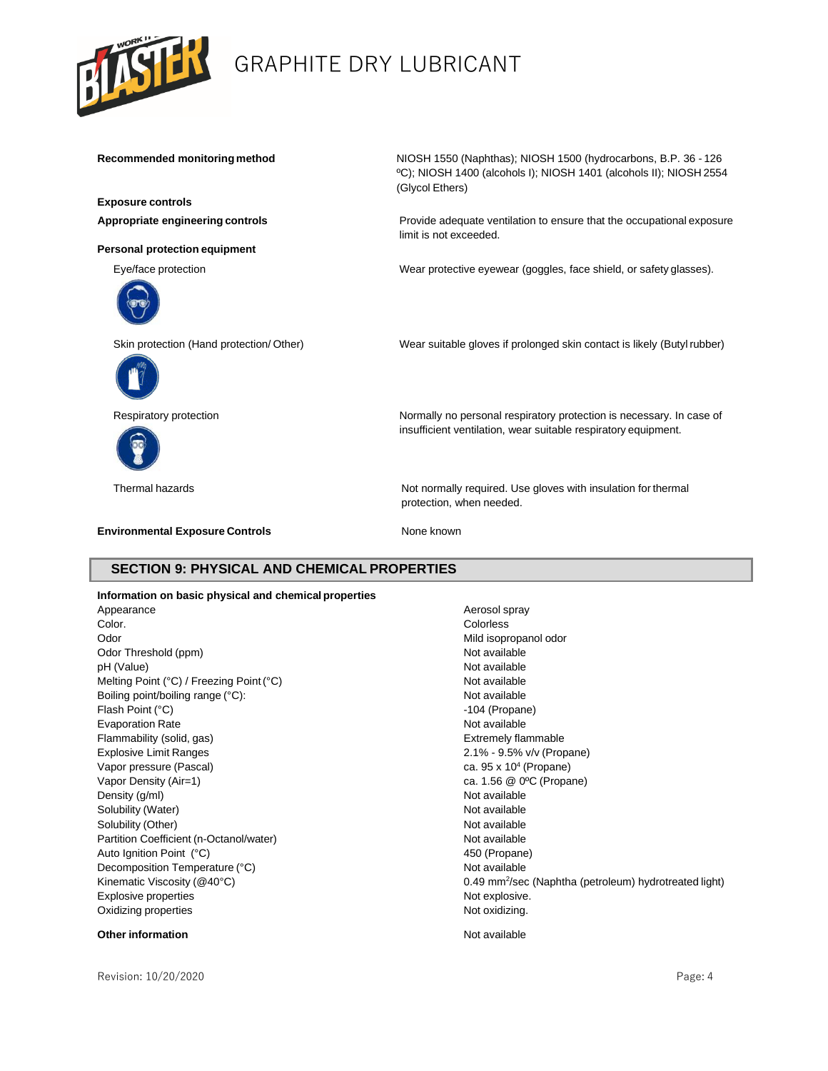| | |
|---|---|
| **Recommended monitoring method** | NIOSH 1550 (Naphthas); NIOSH 1500 (hydrocarbons, B.P. 36 - 126 ºC); NIOSH 1400 (alcohols I); NIOSH 1401 (alcohols II); NIOSH 2554 (Glycol Ethers) |

**Exposure controls**

| | |
|---|---|
| **Appropriate engineering controls** | Provide adequate ventilation to ensure that the occupational exposure limit is not exceeded. |

**Personal protection equipment**

| | |
|---|---|
| Eye/face protection | Wear protective eyewear (goggles, face shield, or safety glasses). |
| Skin protection (Hand protection/ Other) | Wear suitable gloves if prolonged skin contact is likely (Butyl rubber) |
| Respiratory protection | Normally no personal respiratory protection is necessary. In case of insufficient ventilation, wear suitable respiratory equipment. |
| Thermal hazards | Not normally required. Use gloves with insulation for thermal protection, when needed. |
| **Environmental Exposure Controls** | None known |

## SECTION 9: PHYSICAL AND CHEMICAL PROPERTIES

**Information on basic physical and chemical properties**

| | |
|---|---|
| Appearance | Aerosol spray |
| Color. | Colorless |
| Odor | Mild isopropanol odor |
| Odor Threshold (ppm) | Not available |
| pH (Value) | Not available |
| Melting Point (°C) / Freezing Point (°C) | Not available |
| Boiling point/boiling range (°C): | Not available |
| Flash Point (°C) | -104 (Propane) |
| Evaporation Rate | Not available |
| Flammability (solid, gas) | Extremely flammable |
| Explosive Limit Ranges | 2.1% - 9.5% v/v (Propane) |
| Vapor pressure (Pascal) | ca. $95 \times 10^4$ (Propane) |
| Vapor Density (Air=1) | ca. 1.56 @ 0ºC (Propane) |
| Density (g/ml) | Not available |
| Solubility (Water) | Not available |
| Solubility (Other) | Not available |
| Partition Coefficient (n-Octanol/water) | Not available |
| Auto Ignition Point (°C) | 450 (Propane) |
| Decomposition Temperature (°C) | Not available |
| Kinematic Viscosity (@40°C) | 0.49 $mm^2$/sec (Naphtha (petroleum) hydrotreated light) |
| Explosive properties | Not explosive. |
| Oxidizing properties | Not oxidizing. |

**Other information** Not available

Revision: 10/20/2020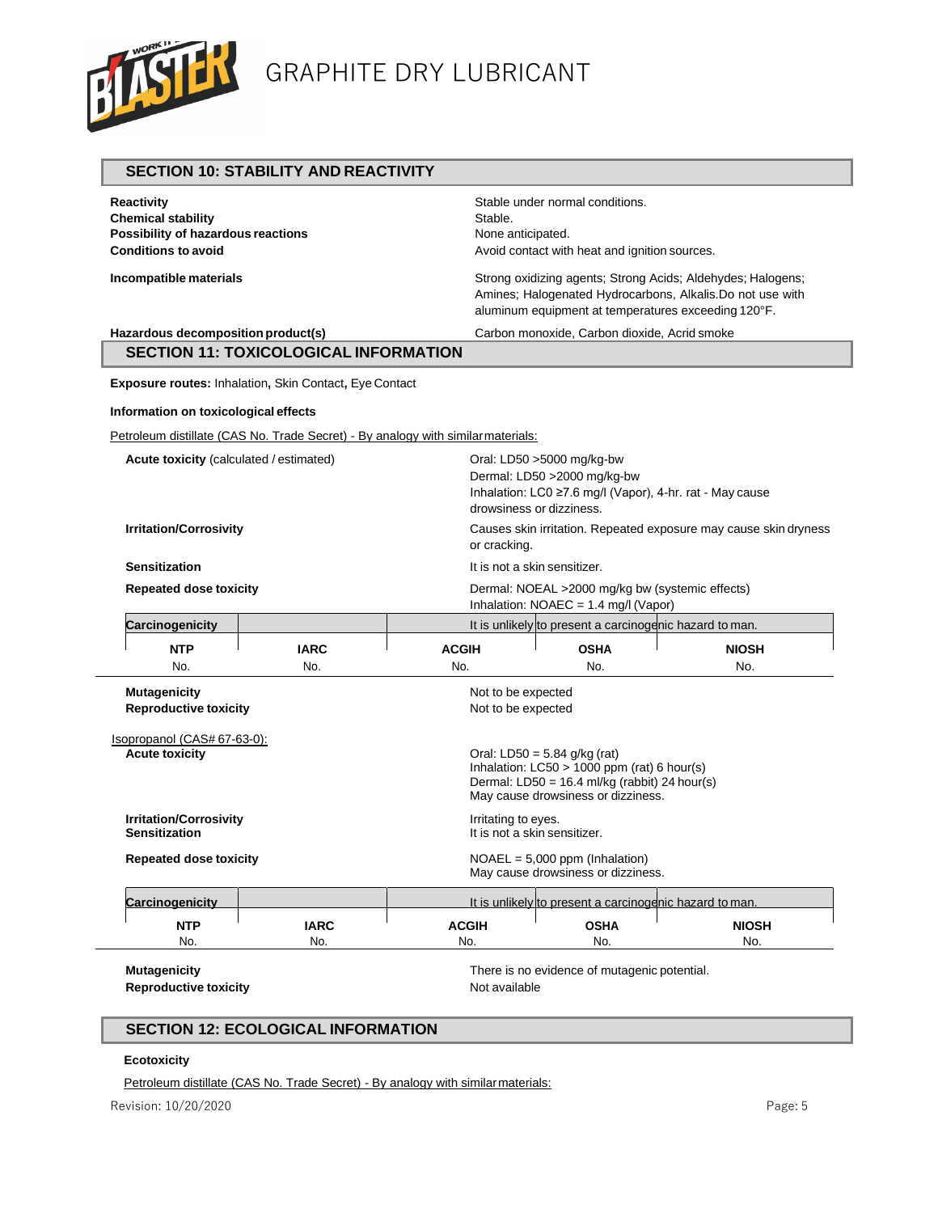## SECTION 10: STABILITY AND REACTIVITY

| | |
|---|---|
| **Reactivity** | Stable under normal conditions. |
| **Chemical stability** | Stable. |
| **Possibility of hazardous reactions** | None anticipated. |
| **Conditions to avoid** | Avoid contact with heat and ignition sources. |
| **Incompatible materials** | Strong oxidizing agents; Strong Acids; Aldehydes; Halogens; Amines; Halogenated Hydrocarbons, Alkalis.Do not use with aluminum equipment at temperatures exceeding 120°F. |
| **Hazardous decomposition product(s)** | Carbon monoxide, Carbon dioxide, Acrid smoke |

## SECTION 11: TOXICOLOGICAL INFORMATION

**Exposure routes:** Inhalation, Skin Contact, Eye Contact

**Information on toxicological effects**

Petroleum distillate (CAS No. Trade Secret) - By analogy with similar materials:

| | |
|---|---|
| **Acute toxicity** (calculated / estimated) | Oral: LD50 >5000 mg/kg-bw<br>Dermal: LD50 >2000 mg/kg-bw<br>Inhalation: LC0 ≥7.6 mg/l (Vapor), 4-hr. rat - May cause drowsiness or dizziness. |
| **Irritation/Corrosivity** | Causes skin irritation. Repeated exposure may cause skin dryness or cracking. |
| **Sensitization** | It is not a skin sensitizer. |
| **Repeated dose toxicity** | Dermal: NOEAL >2000 mg/kg bw (systemic effects)<br>Inhalation: NOAEC = 1.4 mg/l (Vapor) |

| **Carcinogenicity** | | It is unlikely to present a carcinogenic hazard to man. | | |
|---|---|---|---|---|
| **NTP** | **IARC** | **ACGIH** | **OSHA** | **NIOSH** |
| No. | No. | No. | No. | No. |

| | |
|---|---|
| **Mutagenicity** | Not to be expected |
| **Reproductive toxicity** | Not to be expected |

Isopropanol (CAS# 67-63-0):

| | |
|---|---|
| **Acute toxicity** | Oral: LD50 = 5.84 g/kg (rat)<br>Inhalation: LC50 > 1000 ppm (rat) 6 hour(s)<br>Dermal: LD50 = 16.4 ml/kg (rabbit) 24 hour(s)<br>May cause drowsiness or dizziness. |
| **Irritation/Corrosivity** | Irritating to eyes. |
| **Sensitization** | It is not a skin sensitizer. |
| **Repeated dose toxicity** | NOAEL = 5,000 ppm (Inhalation)<br>May cause drowsiness or dizziness. |

| **Carcinogenicity** | | It is unlikely to present a carcinogenic hazard to man. | | |
|---|---|---|---|---|
| **NTP** | **IARC** | **ACGIH** | **OSHA** | **NIOSH** |
| No. | No. | No. | No. | No. |

| | |
|---|---|
| **Mutagenicity** | There is no evidence of mutagenic potential. |
| **Reproductive toxicity** | Not available |

## SECTION 12: ECOLOGICAL INFORMATION

**Ecotoxicity**

Petroleum distillate (CAS No. Trade Secret) - By analogy with similar materials: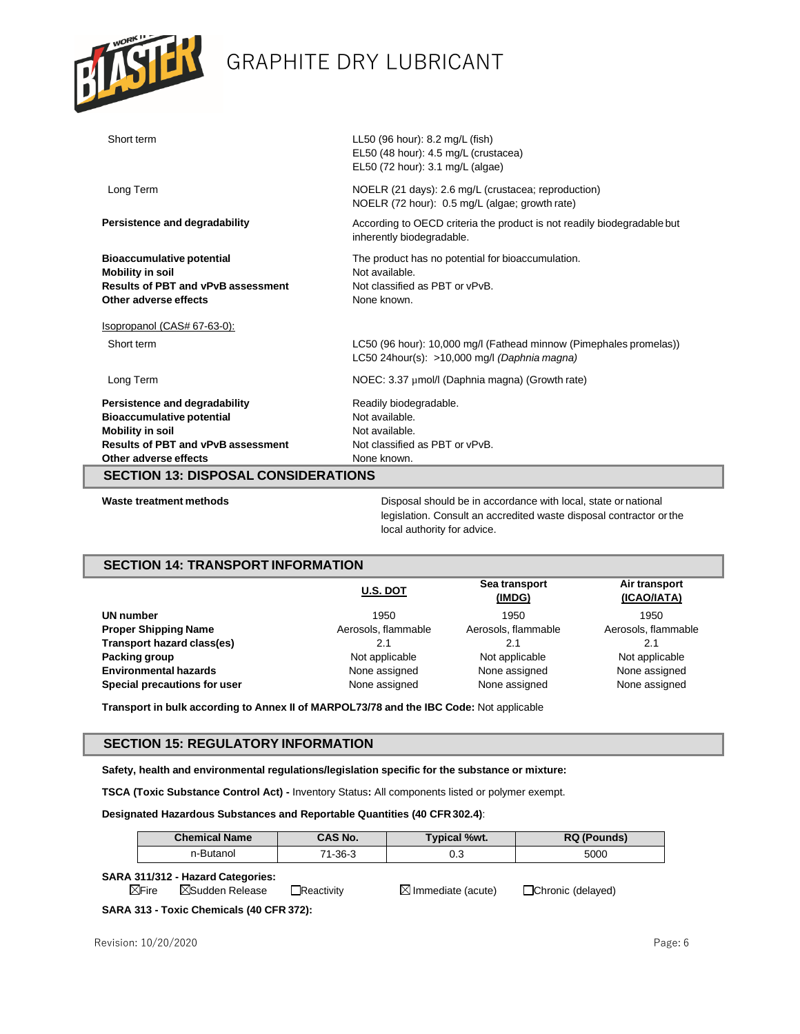| | |
|---|---|
| Short term | LL50 (96 hour): 8.2 mg/L (fish)<br>EL50 (48 hour): 4.5 mg/L (crustacea)<br>EL50 (72 hour): 3.1 mg/L (algae) |
| Long Term | NOELR (21 days): 2.6 mg/L (crustacea; reproduction)<br>NOELR (72 hour): 0.5 mg/L (algae; growth rate) |
| **Persistence and degradability** | According to OECD criteria the product is not readily biodegradable but inherently biodegradable. |
| **Bioaccumulative potential** | The product has no potential for bioaccumulation. |
| **Mobility in soil** | Not available. |
| **Results of PBT and vPvB assessment** | Not classified as PBT or vPvB. |
| **Other adverse effects** | None known. |

Isopropanol (CAS# 67-63-0):

| | |
|---|---|
| Short term | LC50 (96 hour): 10,000 mg/l (Fathead minnow (Pimephales promelas))<br>LC50 24hour(s): >10,000 mg/l *(Daphnia magna)* |
| Long Term | NOEC: 3.37 μmol/l (Daphnia magna) (Growth rate) |
| **Persistence and degradability** | Readily biodegradable. |
| **Bioaccumulative potential** | Not available. |
| **Mobility in soil** | Not available. |
| **Results of PBT and vPvB assessment** | Not classified as PBT or vPvB. |
| **Other adverse effects** | None known. |

## SECTION 13: DISPOSAL CONSIDERATIONS

**Waste treatment methods** — Disposal should be in accordance with local, state or national legislation. Consult an accredited waste disposal contractor or the local authority for advice.

## SECTION 14: TRANSPORT INFORMATION

| | U.S. DOT | Sea transport (IMDG) | Air transport (ICAO/IATA) |
|---|---|---|---|
| **UN number** | 1950 | 1950 | 1950 |
| **Proper Shipping Name** | Aerosols, flammable | Aerosols, flammable | Aerosols, flammable |
| **Transport hazard class(es)** | 2.1 | 2.1 | 2.1 |
| **Packing group** | Not applicable | Not applicable | Not applicable |
| **Environmental hazards** | None assigned | None assigned | None assigned |
| **Special precautions for user** | None assigned | None assigned | None assigned |

**Transport in bulk according to Annex II of MARPOL73/78 and the IBC Code:** Not applicable

## SECTION 15: REGULATORY INFORMATION

**Safety, health and environmental regulations/legislation specific for the substance or mixture:**

**TSCA (Toxic Substance Control Act) -** Inventory Status**:** All components listed or polymer exempt.

**Designated Hazardous Substances and Reportable Quantities (40 CFR 302.4)**:

| Chemical Name | CAS No. | Typical %wt. | RQ (Pounds) |
|---|---|---|---|
| n-Butanol | 71-36-3 | 0.3 | 5000 |

**SARA 311/312 - Hazard Categories:**

☒Fire ☒Sudden Release ☐Reactivity ☒ Immediate (acute) ☐Chronic (delayed)

**SARA 313 - Toxic Chemicals (40 CFR 372):**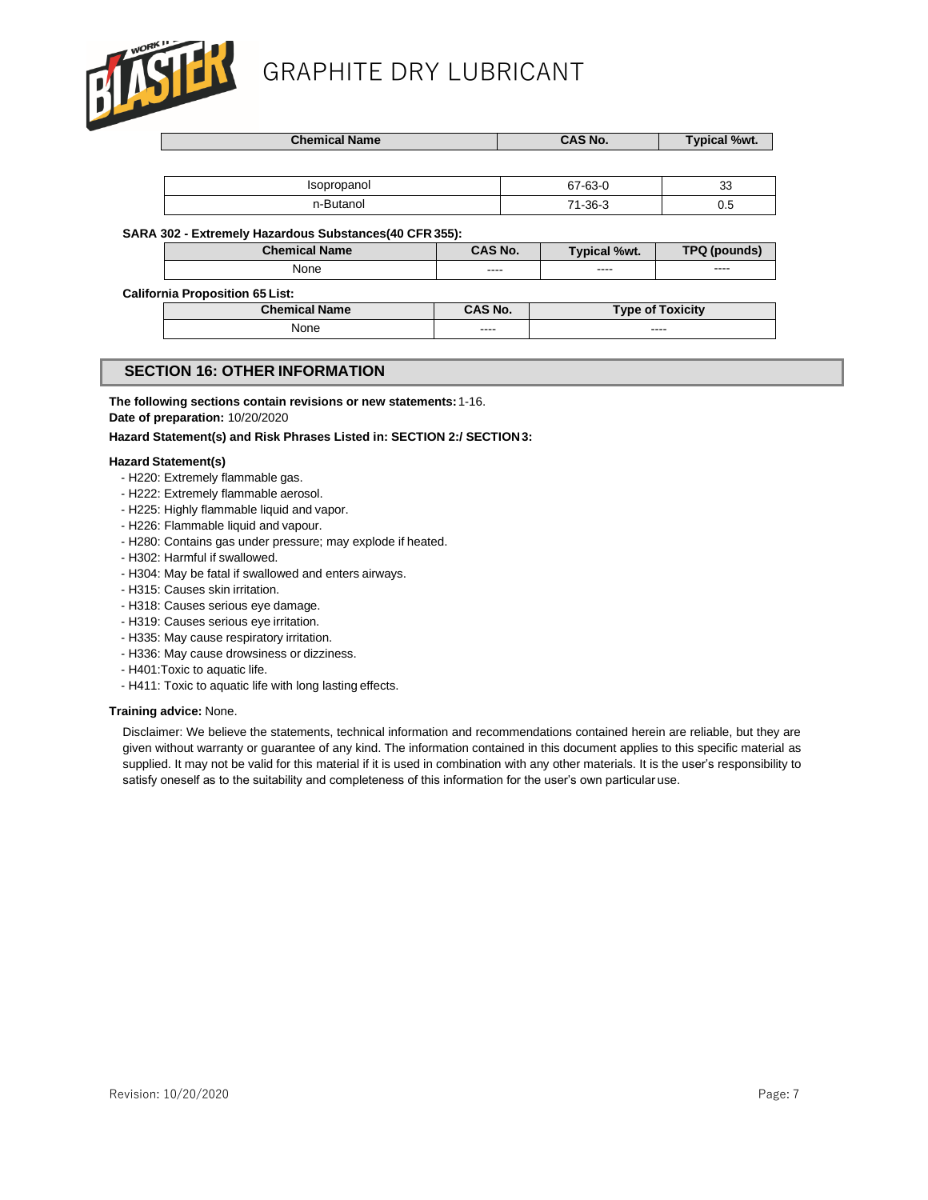| Chemical Name | CAS No. | Typical %wt. |
|---|---|---|
| Isopropanol | 67-63-0 | 33 |
| n-Butanol | 71-36-3 | 0.5 |

**SARA 302 - Extremely Hazardous Substances(40 CFR 355):**

| Chemical Name | CAS No. | Typical %wt. | TPQ (pounds) |
|---|---|---|---|
| None | ---- | ---- | ---- |

**California Proposition 65 List:**

| Chemical Name | CAS No. | Type of Toxicity |
|---|---|---|
| None | ---- | ---- |

## SECTION 16: OTHER INFORMATION

**The following sections contain revisions or new statements:** 1-16.

**Date of preparation:** 10/20/2020

**Hazard Statement(s) and Risk Phrases Listed in: SECTION 2:/ SECTION 3:**

**Hazard Statement(s)**

- H220: Extremely flammable gas.
- H222: Extremely flammable aerosol.
- H225: Highly flammable liquid and vapor.
- H226: Flammable liquid and vapour.
- H280: Contains gas under pressure; may explode if heated.
- H302: Harmful if swallowed.
- H304: May be fatal if swallowed and enters airways.
- H315: Causes skin irritation.
- H318: Causes serious eye damage.
- H319: Causes serious eye irritation.
- H335: May cause respiratory irritation.
- H336: May cause drowsiness or dizziness.
- H401:Toxic to aquatic life.
- H411: Toxic to aquatic life with long lasting effects.

**Training advice:** None.

Disclaimer: We believe the statements, technical information and recommendations contained herein are reliable, but they are given without warranty or guarantee of any kind. The information contained in this document applies to this specific material as supplied. It may not be valid for this material if it is used in combination with any other materials. It is the user's responsibility to satisfy oneself as to the suitability and completeness of this information for the user's own particular use.